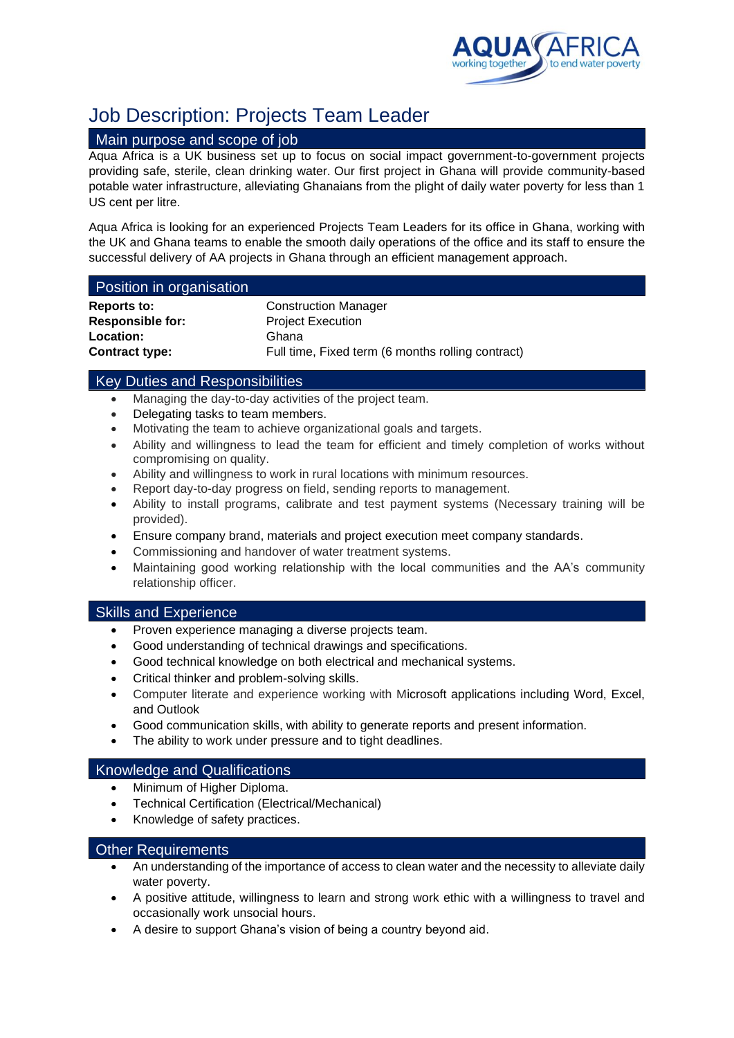AQUA AFRICA
working together to end water poverty

# Job Description: Projects Team Leader

## Main purpose and scope of job

Aqua Africa is a UK business set up to focus on social impact government-to-government projects providing safe, sterile, clean drinking water. Our first project in Ghana will provide community-based potable water infrastructure, alleviating Ghanaians from the plight of daily water poverty for less than 1 US cent per litre.

Aqua Africa is looking for an experienced Projects Team Leaders for its office in Ghana, working with the UK and Ghana teams to enable the smooth daily operations of the office and its staff to ensure the successful delivery of AA projects in Ghana through an efficient management approach.

## Position in organisation

| | |
|---|---|
| **Reports to:** | Construction Manager |
| **Responsible for:** | Project Execution |
| **Location:** | Ghana |
| **Contract type:** | Full time, Fixed term (6 months rolling contract) |

## Key Duties and Responsibilities

- Managing the day-to-day activities of the project team.
- Delegating tasks to team members.
- Motivating the team to achieve organizational goals and targets.
- Ability and willingness to lead the team for efficient and timely completion of works without compromising on quality.
- Ability and willingness to work in rural locations with minimum resources.
- Report day-to-day progress on field, sending reports to management.
- Ability to install programs, calibrate and test payment systems (Necessary training will be provided).
- Ensure company brand, materials and project execution meet company standards.
- Commissioning and handover of water treatment systems.
- Maintaining good working relationship with the local communities and the AA's community relationship officer.

## Skills and Experience

- Proven experience managing a diverse projects team.
- Good understanding of technical drawings and specifications.
- Good technical knowledge on both electrical and mechanical systems.
- Critical thinker and problem-solving skills.
- Computer literate and experience working with Microsoft applications including Word, Excel, and Outlook
- Good communication skills, with ability to generate reports and present information.
- The ability to work under pressure and to tight deadlines.

## Knowledge and Qualifications

- Minimum of Higher Diploma.
- Technical Certification (Electrical/Mechanical)
- Knowledge of safety practices.

## Other Requirements

- An understanding of the importance of access to clean water and the necessity to alleviate daily water poverty.
- A positive attitude, willingness to learn and strong work ethic with a willingness to travel and occasionally work unsocial hours.
- A desire to support Ghana's vision of being a country beyond aid.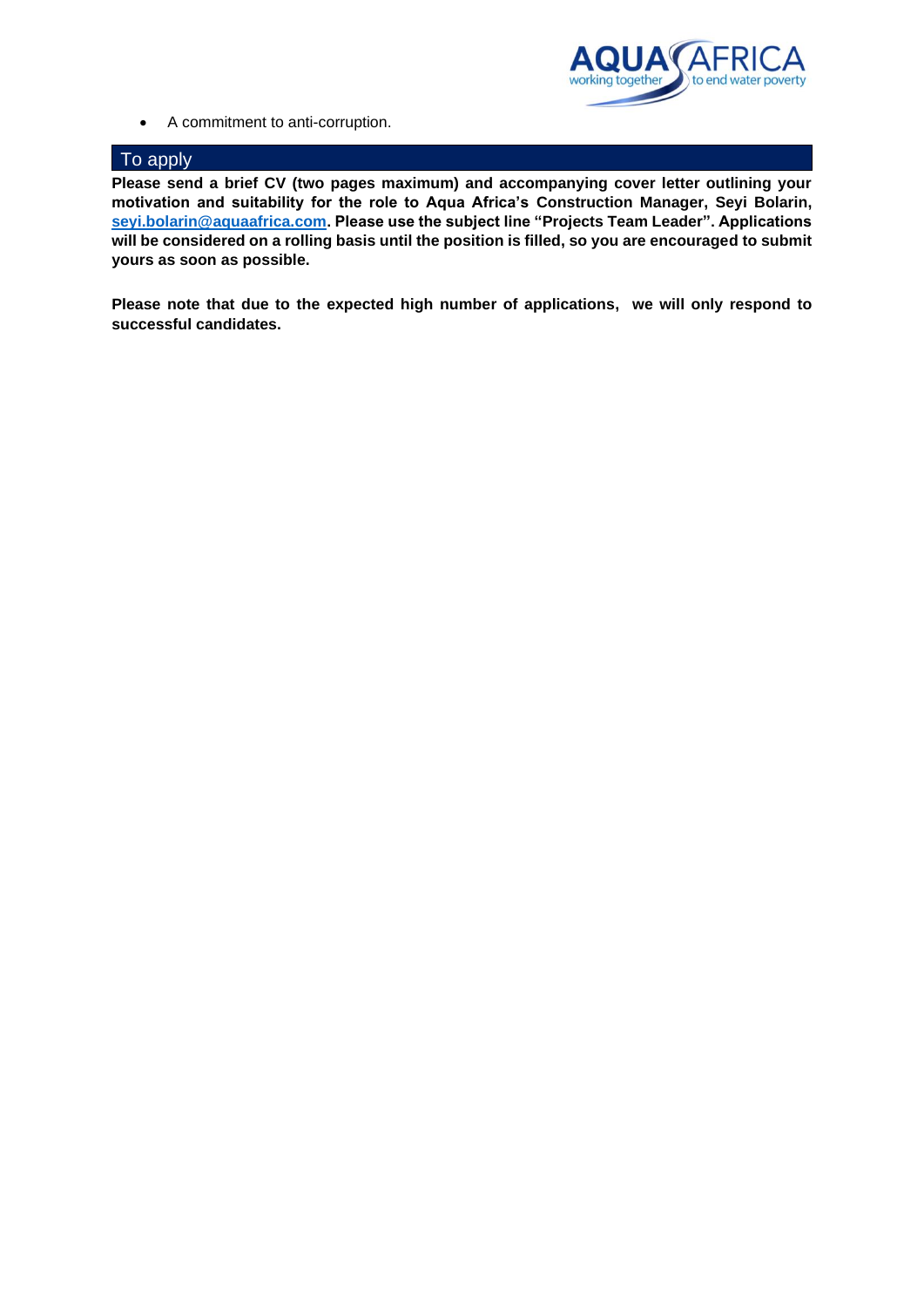- A commitment to anti-corruption.

## To apply

**Please send a brief CV (two pages maximum) and accompanying cover letter outlining your motivation and suitability for the role to Aqua Africa's Construction Manager, Seyi Bolarin, seyi.bolarin@aquaafrica.com. Please use the subject line "Projects Team Leader". Applications will be considered on a rolling basis until the position is filled, so you are encouraged to submit yours as soon as possible.**

**Please note that due to the expected high number of applications, we will only respond to successful candidates.**